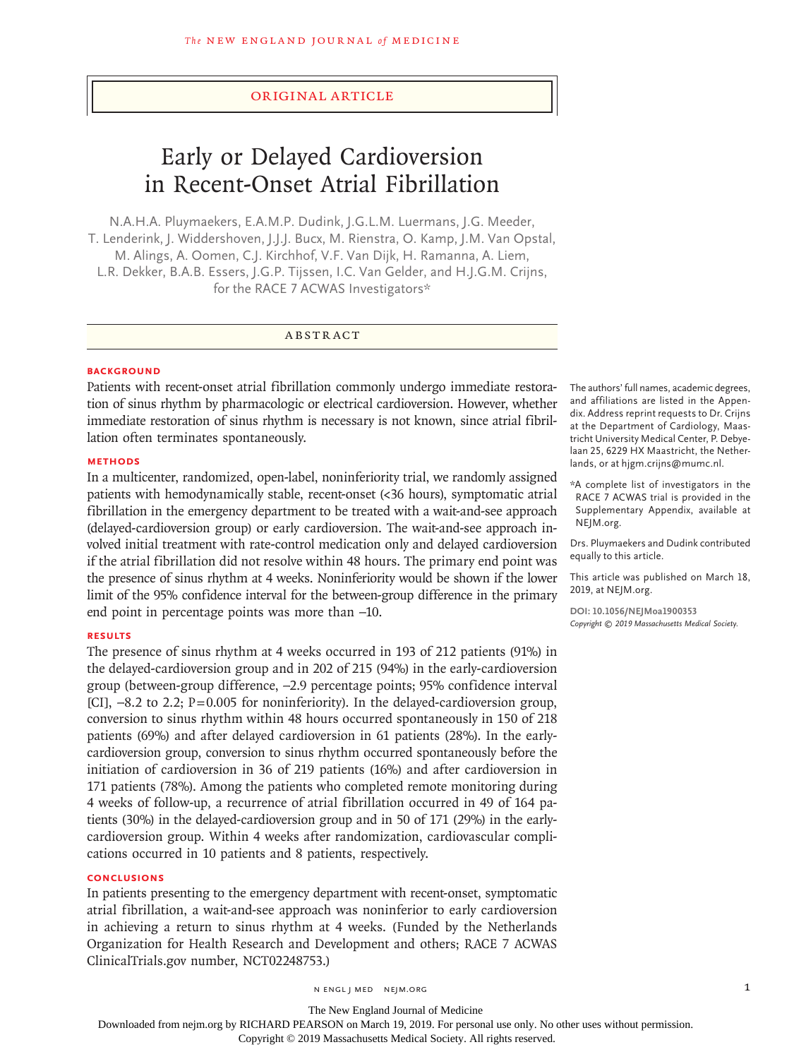ORIGINAL ARTICLE

# Early or Delayed Cardioversion in Recent-Onset Atrial Fibrillation

N.A.H.A. Pluymaekers, E.A.M.P. Dudink, J.G.L.M. Luermans, J.G. Meeder, T. Lenderink, J. Widdershoven, J.J.J. Bucx, M. Rienstra, O. Kamp, J.M. Van Opstal, M. Alings, A. Oomen, C.J. Kirchhof, V.F. Van Dijk, H. Ramanna, A. Liem, L.R. Dekker, B.A.B. Essers, J.G.P. Tijssen, I.C. Van Gelder, and H.J.G.M. Crijns, for the RACE 7 ACWAS Investigators*

## ABSTRACT

### BACKGROUND

Patients with recent-onset atrial fibrillation commonly undergo immediate restoration of sinus rhythm by pharmacologic or electrical cardioversion. However, whether immediate restoration of sinus rhythm is necessary is not known, since atrial fibrillation often terminates spontaneously.

### METHODS

In a multicenter, randomized, open-label, noninferiority trial, we randomly assigned patients with hemodynamically stable, recent-onset (<36 hours), symptomatic atrial fibrillation in the emergency department to be treated with a wait-and-see approach (delayed-cardioversion group) or early cardioversion. The wait-and-see approach involved initial treatment with rate-control medication only and delayed cardioversion if the atrial fibrillation did not resolve within 48 hours. The primary end point was the presence of sinus rhythm at 4 weeks. Noninferiority would be shown if the lower limit of the 95% confidence interval for the between-group difference in the primary end point in percentage points was more than −10.

### RESULTS

The presence of sinus rhythm at 4 weeks occurred in 193 of 212 patients (91%) in the delayed-cardioversion group and in 202 of 215 (94%) in the early-cardioversion group (between-group difference, −2.9 percentage points; 95% confidence interval [CI], −8.2 to 2.2; P=0.005 for noninferiority). In the delayed-cardioversion group, conversion to sinus rhythm within 48 hours occurred spontaneously in 150 of 218 patients (69%) and after delayed cardioversion in 61 patients (28%). In the early-cardioversion group, conversion to sinus rhythm occurred spontaneously before the initiation of cardioversion in 36 of 219 patients (16%) and after cardioversion in 171 patients (78%). Among the patients who completed remote monitoring during 4 weeks of follow-up, a recurrence of atrial fibrillation occurred in 49 of 164 patients (30%) in the delayed-cardioversion group and in 50 of 171 (29%) in the early-cardioversion group. Within 4 weeks after randomization, cardiovascular complications occurred in 10 patients and 8 patients, respectively.

### CONCLUSIONS

In patients presenting to the emergency department with recent-onset, symptomatic atrial fibrillation, a wait-and-see approach was noninferior to early cardioversion in achieving a return to sinus rhythm at 4 weeks. (Funded by the Netherlands Organization for Health Research and Development and others; RACE 7 ACWAS ClinicalTrials.gov number, NCT02248753.)

The authors' full names, academic degrees, and affiliations are listed in the Appendix. Address reprint requests to Dr. Crijns at the Department of Cardiology, Maastricht University Medical Center, P. Debyelaan 25, 6229 HX Maastricht, the Netherlands, or at hjgm.crijns@mumc.nl.

*A complete list of investigators in the RACE 7 ACWAS trial is provided in the Supplementary Appendix, available at NEJM.org.

Drs. Pluymaekers and Dudink contributed equally to this article.

This article was published on March 18, 2019, at NEJM.org.

DOI: 10.1056/NEJMoa1900353
*Copyright © 2019 Massachusetts Medical Society.*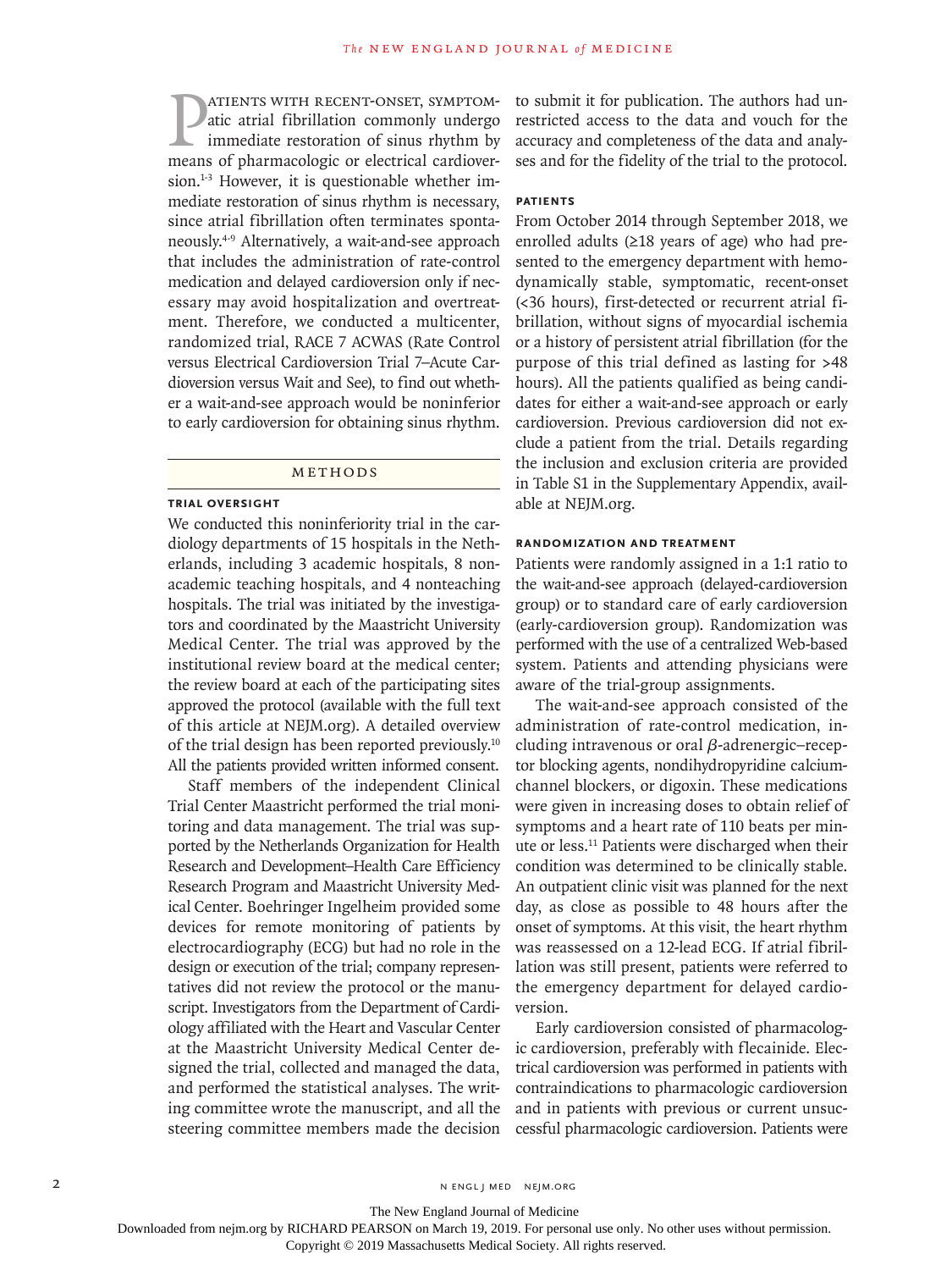Patients with recent-onset, symptomatic atrial fibrillation commonly undergo immediate restoration of sinus rhythm by means of pharmacologic or electrical cardioversion.[1-3] However, it is questionable whether immediate restoration of sinus rhythm is necessary, since atrial fibrillation often terminates spontaneously.[4-9] Alternatively, a wait-and-see approach that includes the administration of rate-control medication and delayed cardioversion only if necessary may avoid hospitalization and overtreatment. Therefore, we conducted a multicenter, randomized trial, RACE 7 ACWAS (Rate Control versus Electrical Cardioversion Trial 7–Acute Cardioversion versus Wait and See), to find out whether a wait-and-see approach would be noninferior to early cardioversion for obtaining sinus rhythm.

## Methods

### Trial Oversight

We conducted this noninferiority trial in the cardiology departments of 15 hospitals in the Netherlands, including 3 academic hospitals, 8 nonacademic teaching hospitals, and 4 nonteaching hospitals. The trial was initiated by the investigators and coordinated by the Maastricht University Medical Center. The trial was approved by the institutional review board at the medical center; the review board at each of the participating sites approved the protocol (available with the full text of this article at NEJM.org). A detailed overview of the trial design has been reported previously.[10] All the patients provided written informed consent.

Staff members of the independent Clinical Trial Center Maastricht performed the trial monitoring and data management. The trial was supported by the Netherlands Organization for Health Research and Development–Health Care Efficiency Research Program and Maastricht University Medical Center. Boehringer Ingelheim provided some devices for remote monitoring of patients by electrocardiography (ECG) but had no role in the design or execution of the trial; company representatives did not review the protocol or the manuscript. Investigators from the Department of Cardiology affiliated with the Heart and Vascular Center at the Maastricht University Medical Center designed the trial, collected and managed the data, and performed the statistical analyses. The writing committee wrote the manuscript, and all the steering committee members made the decision to submit it for publication. The authors had unrestricted access to the data and vouch for the accuracy and completeness of the data and analyses and for the fidelity of the trial to the protocol.

### Patients

From October 2014 through September 2018, we enrolled adults (≥18 years of age) who had presented to the emergency department with hemodynamically stable, symptomatic, recent-onset (<36 hours), first-detected or recurrent atrial fibrillation, without signs of myocardial ischemia or a history of persistent atrial fibrillation (for the purpose of this trial defined as lasting for >48 hours). All the patients qualified as being candidates for either a wait-and-see approach or early cardioversion. Previous cardioversion did not exclude a patient from the trial. Details regarding the inclusion and exclusion criteria are provided in Table S1 in the Supplementary Appendix, available at NEJM.org.

### Randomization and Treatment

Patients were randomly assigned in a 1:1 ratio to the wait-and-see approach (delayed-cardioversion group) or to standard care of early cardioversion (early-cardioversion group). Randomization was performed with the use of a centralized Web-based system. Patients and attending physicians were aware of the trial-group assignments.

The wait-and-see approach consisted of the administration of rate-control medication, including intravenous or oral $\beta$-adrenergic–receptor blocking agents, nondihydropyridine calcium-channel blockers, or digoxin. These medications were given in increasing doses to obtain relief of symptoms and a heart rate of 110 beats per minute or less.[11] Patients were discharged when their condition was determined to be clinically stable. An outpatient clinic visit was planned for the next day, as close as possible to 48 hours after the onset of symptoms. At this visit, the heart rhythm was reassessed on a 12-lead ECG. If atrial fibrillation was still present, patients were referred to the emergency department for delayed cardioversion.

Early cardioversion consisted of pharmacologic cardioversion, preferably with flecainide. Electrical cardioversion was performed in patients with contraindications to pharmacologic cardioversion and in patients with previous or current unsuccessful pharmacologic cardioversion. Patients were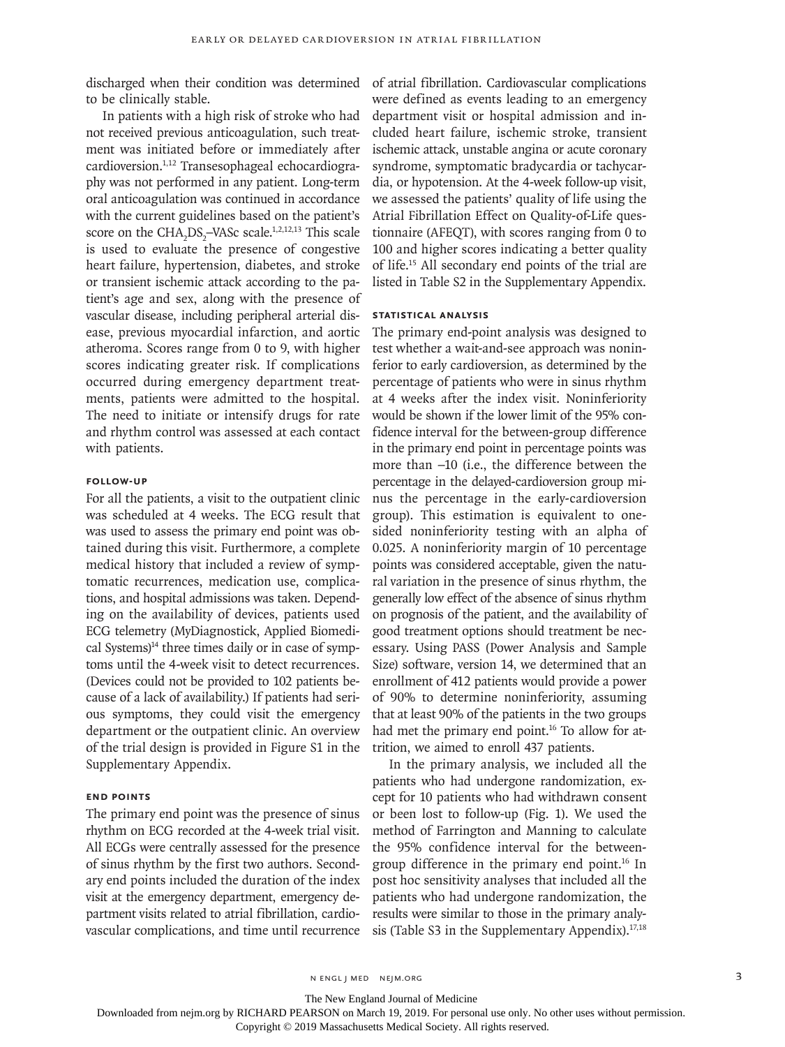discharged when their condition was determined to be clinically stable.

In patients with a high risk of stroke who had not received previous anticoagulation, such treatment was initiated before or immediately after cardioversion.[1,12] Transesophageal echocardiography was not performed in any patient. Long-term oral anticoagulation was continued in accordance with the current guidelines based on the patient's score on the $CHA_2DS_2$–VASc scale.[1,2,12,13] This scale is used to evaluate the presence of congestive heart failure, hypertension, diabetes, and stroke or transient ischemic attack according to the patient's age and sex, along with the presence of vascular disease, including peripheral arterial disease, previous myocardial infarction, and aortic atheroma. Scores range from 0 to 9, with higher scores indicating greater risk. If complications occurred during emergency department treatments, patients were admitted to the hospital. The need to initiate or intensify drugs for rate and rhythm control was assessed at each contact with patients.

### FOLLOW-UP

For all the patients, a visit to the outpatient clinic was scheduled at 4 weeks. The ECG result that was used to assess the primary end point was obtained during this visit. Furthermore, a complete medical history that included a review of symptomatic recurrences, medication use, complications, and hospital admissions was taken. Depending on the availability of devices, patients used ECG telemetry (MyDiagnostick, Applied Biomedical Systems)[14] three times daily or in case of symptoms until the 4-week visit to detect recurrences. (Devices could not be provided to 102 patients because of a lack of availability.) If patients had serious symptoms, they could visit the emergency department or the outpatient clinic. An overview of the trial design is provided in Figure S1 in the Supplementary Appendix.

### END POINTS

The primary end point was the presence of sinus rhythm on ECG recorded at the 4-week trial visit. All ECGs were centrally assessed for the presence of sinus rhythm by the first two authors. Secondary end points included the duration of the index visit at the emergency department, emergency department visits related to atrial fibrillation, cardiovascular complications, and time until recurrence of atrial fibrillation. Cardiovascular complications were defined as events leading to an emergency department visit or hospital admission and included heart failure, ischemic stroke, transient ischemic attack, unstable angina or acute coronary syndrome, symptomatic bradycardia or tachycardia, or hypotension. At the 4-week follow-up visit, we assessed the patients' quality of life using the Atrial Fibrillation Effect on Quality-of-Life questionnaire (AFEQT), with scores ranging from 0 to 100 and higher scores indicating a better quality of life.[15] All secondary end points of the trial are listed in Table S2 in the Supplementary Appendix.

### STATISTICAL ANALYSIS

The primary end-point analysis was designed to test whether a wait-and-see approach was noninferior to early cardioversion, as determined by the percentage of patients who were in sinus rhythm at 4 weeks after the index visit. Noninferiority would be shown if the lower limit of the 95% confidence interval for the between-group difference in the primary end point in percentage points was more than −10 (i.e., the difference between the percentage in the delayed-cardioversion group minus the percentage in the early-cardioversion group). This estimation is equivalent to one-sided noninferiority testing with an alpha of 0.025. A noninferiority margin of 10 percentage points was considered acceptable, given the natural variation in the presence of sinus rhythm, the generally low effect of the absence of sinus rhythm on prognosis of the patient, and the availability of good treatment options should treatment be necessary. Using PASS (Power Analysis and Sample Size) software, version 14, we determined that an enrollment of 412 patients would provide a power of 90% to determine noninferiority, assuming that at least 90% of the patients in the two groups had met the primary end point.[16] To allow for attrition, we aimed to enroll 437 patients.

In the primary analysis, we included all the patients who had undergone randomization, except for 10 patients who had withdrawn consent or been lost to follow-up (Fig. 1). We used the method of Farrington and Manning to calculate the 95% confidence interval for the between-group difference in the primary end point.[16] In post hoc sensitivity analyses that included all the patients who had undergone randomization, the results were similar to those in the primary analysis (Table S3 in the Supplementary Appendix).[17,18]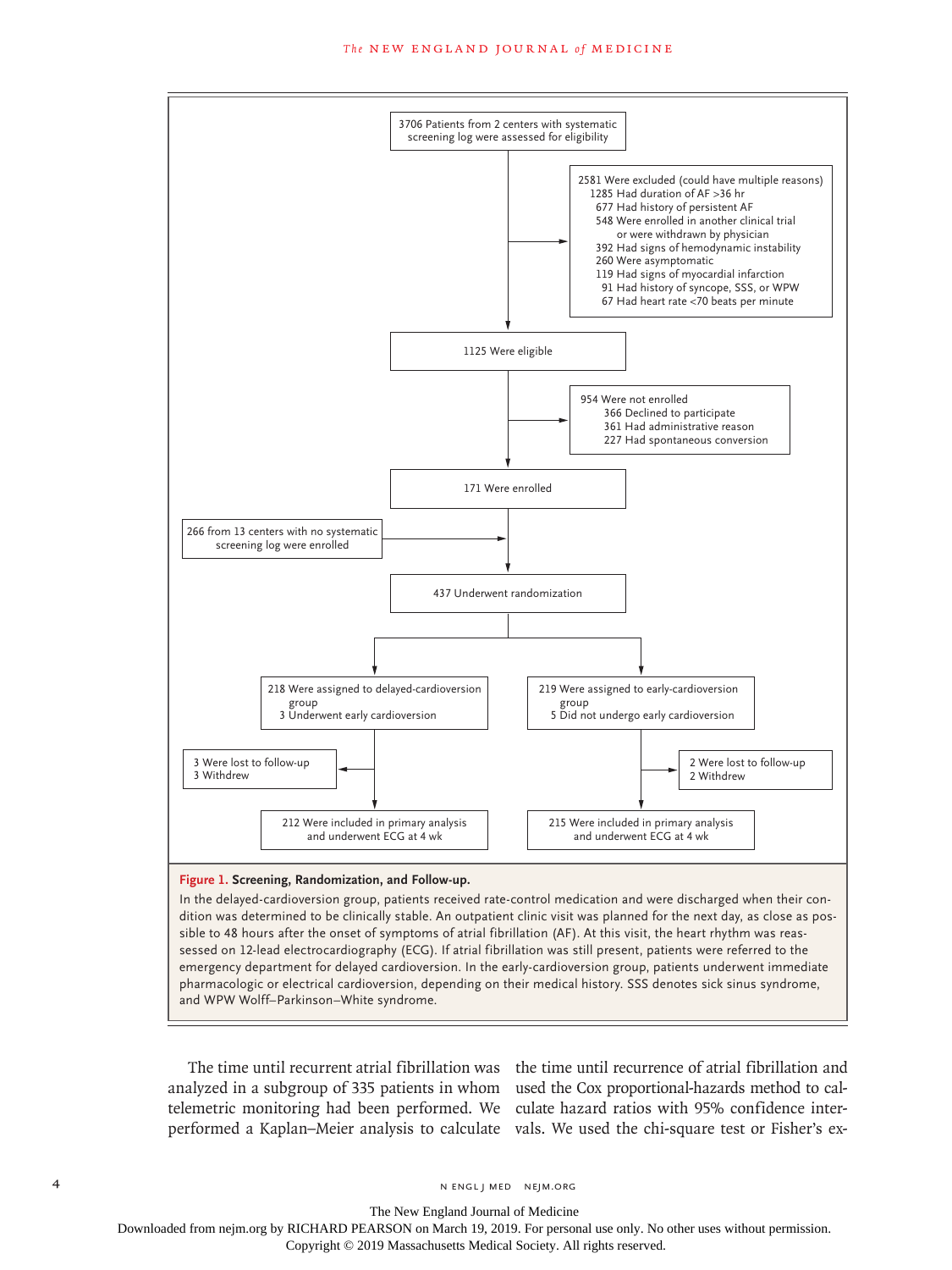3706 Patients from 2 centers with systematic screening log were assessed for eligibility

2581 Were excluded (could have multiple reasons)
- 1285 Had duration of AF >36 hr
- 677 Had history of persistent AF
- 548 Were enrolled in another clinical trial or were withdrawn by physician
- 392 Had signs of hemodynamic instability
- 260 Were asymptomatic
- 119 Had signs of myocardial infarction
- 91 Had history of syncope, SSS, or WPW
- 67 Had heart rate <70 beats per minute

1125 Were eligible

954 Were not enrolled
- 366 Declined to participate
- 361 Had administrative reason
- 227 Had spontaneous conversion

171 Were enrolled

266 from 13 centers with no systematic screening log were enrolled

437 Underwent randomization

218 Were assigned to delayed-cardioversion group
- 3 Underwent early cardioversion

219 Were assigned to early-cardioversion group
- 5 Did not undergo early cardioversion

3 Were lost to follow-up
- 3 Withdrew

2 Were lost to follow-up
- 2 Withdrew

212 Were included in primary analysis and underwent ECG at 4 wk

215 Were included in primary analysis and underwent ECG at 4 wk

**Figure 1. Screening, Randomization, and Follow-up.**

In the delayed-cardioversion group, patients received rate-control medication and were discharged when their condition was determined to be clinically stable. An outpatient clinic visit was planned for the next day, as close as possible to 48 hours after the onset of symptoms of atrial fibrillation (AF). At this visit, the heart rhythm was reassessed on 12-lead electrocardiography (ECG). If atrial fibrillation was still present, patients were referred to the emergency department for delayed cardioversion. In the early-cardioversion group, patients underwent immediate pharmacologic or electrical cardioversion, depending on their medical history. SSS denotes sick sinus syndrome, and WPW Wolff–Parkinson–White syndrome.

The time until recurrent atrial fibrillation was analyzed in a subgroup of 335 patients in whom telemetric monitoring had been performed. We performed a Kaplan–Meier analysis to calculate the time until recurrence of atrial fibrillation and used the Cox proportional-hazards method to calculate hazard ratios with 95% confidence intervals. We used the chi-square test or Fisher's ex-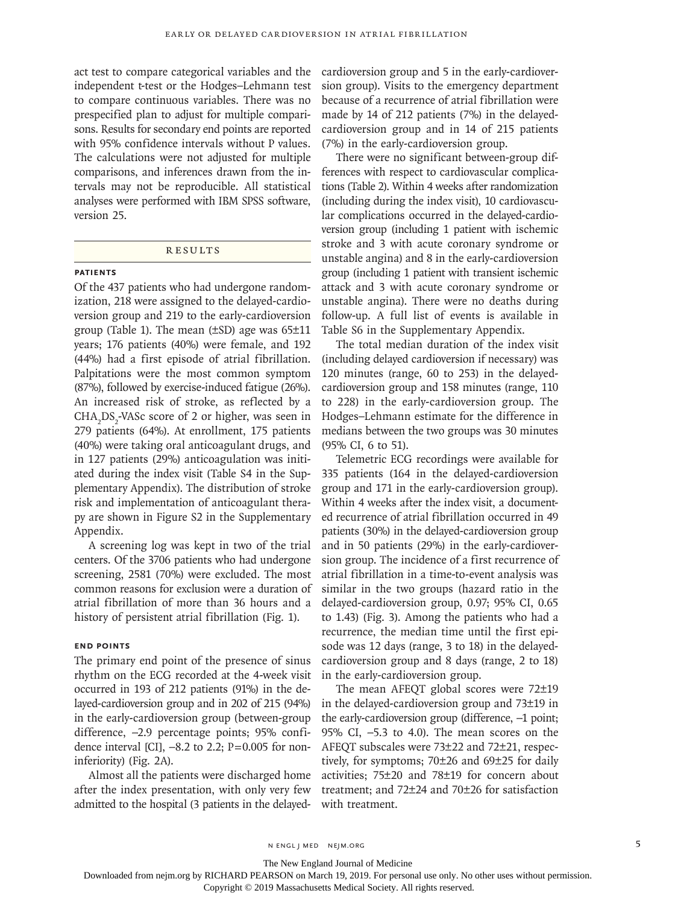act test to compare categorical variables and the independent t-test or the Hodges–Lehmann test to compare continuous variables. There was no prespecified plan to adjust for multiple comparisons. Results for secondary end points are reported with 95% confidence intervals without P values. The calculations were not adjusted for multiple comparisons, and inferences drawn from the intervals may not be reproducible. All statistical analyses were performed with IBM SPSS software, version 25.

## Results

### Patients

Of the 437 patients who had undergone randomization, 218 were assigned to the delayed-cardioversion group and 219 to the early-cardioversion group (Table 1). The mean (±SD) age was 65±11 years; 176 patients (40%) were female, and 192 (44%) had a first episode of atrial fibrillation. Palpitations were the most common symptom (87%), followed by exercise-induced fatigue (26%). An increased risk of stroke, as reflected by a $CHA_2DS_2$-VASc score of 2 or higher, was seen in 279 patients (64%). At enrollment, 175 patients (40%) were taking oral anticoagulant drugs, and in 127 patients (29%) anticoagulation was initiated during the index visit (Table S4 in the Supplementary Appendix). The distribution of stroke risk and implementation of anticoagulant therapy are shown in Figure S2 in the Supplementary Appendix.

A screening log was kept in two of the trial centers. Of the 3706 patients who had undergone screening, 2581 (70%) were excluded. The most common reasons for exclusion were a duration of atrial fibrillation of more than 36 hours and a history of persistent atrial fibrillation (Fig. 1).

### End Points

The primary end point of the presence of sinus rhythm on the ECG recorded at the 4-week visit occurred in 193 of 212 patients (91%) in the delayed-cardioversion group and in 202 of 215 (94%) in the early-cardioversion group (between-group difference, −2.9 percentage points; 95% confidence interval [CI], −8.2 to 2.2; P=0.005 for noninferiority) (Fig. 2A).

Almost all the patients were discharged home after the index presentation, with only very few admitted to the hospital (3 patients in the delayed-cardioversion group and 5 in the early-cardioversion group). Visits to the emergency department because of a recurrence of atrial fibrillation were made by 14 of 212 patients (7%) in the delayed-cardioversion group and in 14 of 215 patients (7%) in the early-cardioversion group.

There were no significant between-group differences with respect to cardiovascular complications (Table 2). Within 4 weeks after randomization (including during the index visit), 10 cardiovascular complications occurred in the delayed-cardioversion group (including 1 patient with ischemic stroke and 3 with acute coronary syndrome or unstable angina) and 8 in the early-cardioversion group (including 1 patient with transient ischemic attack and 3 with acute coronary syndrome or unstable angina). There were no deaths during follow-up. A full list of events is available in Table S6 in the Supplementary Appendix.

The total median duration of the index visit (including delayed cardioversion if necessary) was 120 minutes (range, 60 to 253) in the delayed-cardioversion group and 158 minutes (range, 110 to 228) in the early-cardioversion group. The Hodges–Lehmann estimate for the difference in medians between the two groups was 30 minutes (95% CI, 6 to 51).

Telemetric ECG recordings were available for 335 patients (164 in the delayed-cardioversion group and 171 in the early-cardioversion group). Within 4 weeks after the index visit, a documented recurrence of atrial fibrillation occurred in 49 patients (30%) in the delayed-cardioversion group and in 50 patients (29%) in the early-cardioversion group. The incidence of a first recurrence of atrial fibrillation in a time-to-event analysis was similar in the two groups (hazard ratio in the delayed-cardioversion group, 0.97; 95% CI, 0.65 to 1.43) (Fig. 3). Among the patients who had a recurrence, the median time until the first episode was 12 days (range, 3 to 18) in the delayed-cardioversion group and 8 days (range, 2 to 18) in the early-cardioversion group.

The mean AFEQT global scores were 72±19 in the delayed-cardioversion group and 73±19 in the early-cardioversion group (difference, −1 point; 95% CI, −5.3 to 4.0). The mean scores on the AFEQT subscales were 73±22 and 72±21, respectively, for symptoms; 70±26 and 69±25 for daily activities; 75±20 and 78±19 for concern about treatment; and 72±24 and 70±26 for satisfaction with treatment.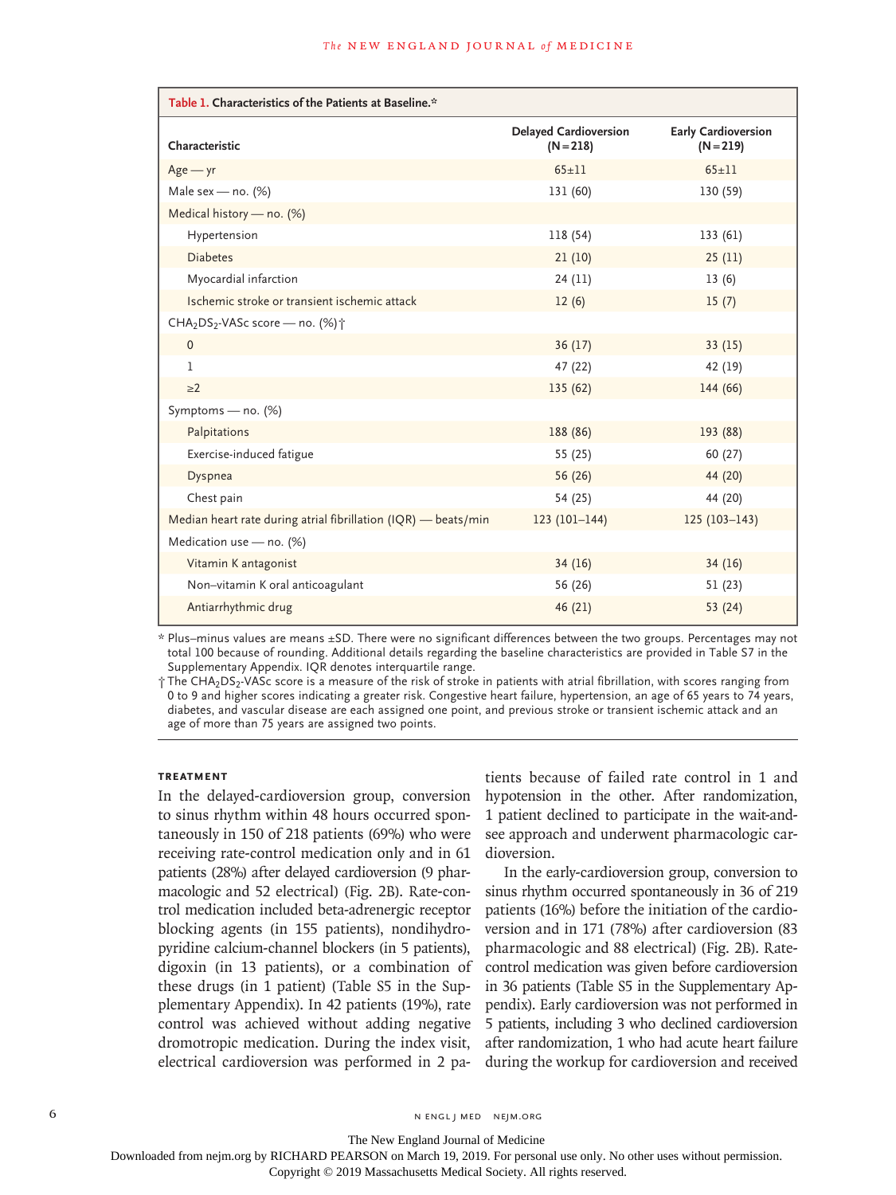**Table 1. Characteristics of the Patients at Baseline.***

| Characteristic | Delayed Cardioversion (N=218) | Early Cardioversion (N=219) |
|---|---|---|
| Age — yr | 65±11 | 65±11 |
| Male sex — no. (%) | 131 (60) | 130 (59) |
| Medical history — no. (%) | | |
| Hypertension | 118 (54) | 133 (61) |
| Diabetes | 21 (10) | 25 (11) |
| Myocardial infarction | 24 (11) | 13 (6) |
| Ischemic stroke or transient ischemic attack | 12 (6) | 15 (7) |
| $CHA_2DS_2$-VASc score — no. (%)† | | |
| 0 | 36 (17) | 33 (15) |
| 1 | 47 (22) | 42 (19) |
| ≥2 | 135 (62) | 144 (66) |
| Symptoms — no. (%) | | |
| Palpitations | 188 (86) | 193 (88) |
| Exercise-induced fatigue | 55 (25) | 60 (27) |
| Dyspnea | 56 (26) | 44 (20) |
| Chest pain | 54 (25) | 44 (20) |
| Median heart rate during atrial fibrillation (IQR) — beats/min | 123 (101–144) | 125 (103–143) |
| Medication use — no. (%) | | |
| Vitamin K antagonist | 34 (16) | 34 (16) |
| Non–vitamin K oral anticoagulant | 56 (26) | 51 (23) |
| Antiarrhythmic drug | 46 (21) | 53 (24) |

\* Plus–minus values are means ±SD. There were no significant differences between the two groups. Percentages may not total 100 because of rounding. Additional details regarding the baseline characteristics are provided in Table S7 in the Supplementary Appendix. IQR denotes interquartile range.

† The $CHA_2DS_2$-VASc score is a measure of the risk of stroke in patients with atrial fibrillation, with scores ranging from 0 to 9 and higher scores indicating a greater risk. Congestive heart failure, hypertension, an age of 65 years to 74 years, diabetes, and vascular disease are each assigned one point, and previous stroke or transient ischemic attack and an age of more than 75 years are assigned two points.

### TREATMENT

In the delayed-cardioversion group, conversion to sinus rhythm within 48 hours occurred spontaneously in 150 of 218 patients (69%) who were receiving rate-control medication only and in 61 patients (28%) after delayed cardioversion (9 pharmacologic and 52 electrical) (Fig. 2B). Rate-control medication included beta-adrenergic receptor blocking agents (in 155 patients), nondihydropyridine calcium-channel blockers (in 5 patients), digoxin (in 13 patients), or a combination of these drugs (in 1 patient) (Table S5 in the Supplementary Appendix). In 42 patients (19%), rate control was achieved without adding negative dromotropic medication. During the index visit, electrical cardioversion was performed in 2 patients because of failed rate control in 1 and hypotension in the other. After randomization, 1 patient declined to participate in the wait-and-see approach and underwent pharmacologic cardioversion.

In the early-cardioversion group, conversion to sinus rhythm occurred spontaneously in 36 of 219 patients (16%) before the initiation of the cardioversion and in 171 (78%) after cardioversion (83 pharmacologic and 88 electrical) (Fig. 2B). Rate-control medication was given before cardioversion in 36 patients (Table S5 in the Supplementary Appendix). Early cardioversion was not performed in 5 patients, including 3 who declined cardioversion after randomization, 1 who had acute heart failure during the workup for cardioversion and received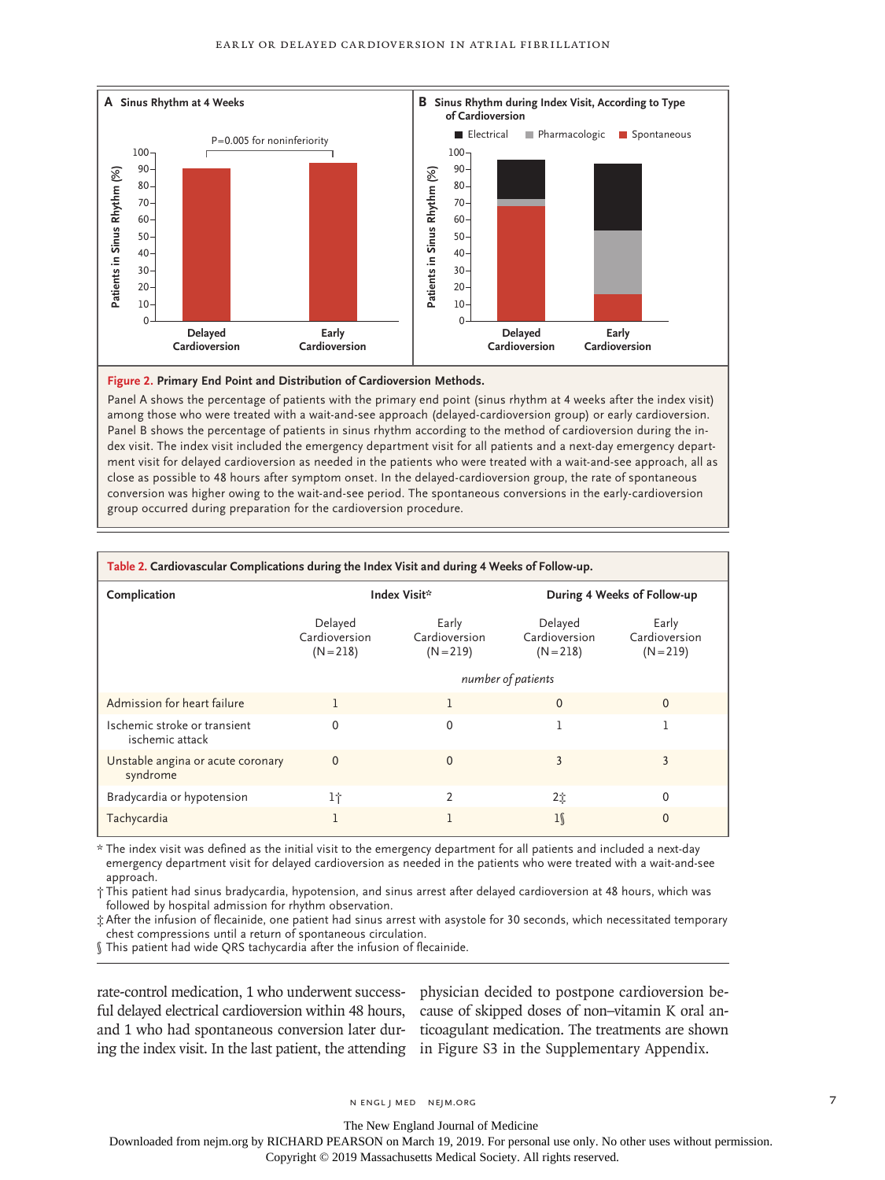**Figure 2. Primary End Point and Distribution of Cardioversion Methods.**

Panel A shows the percentage of patients with the primary end point (sinus rhythm at 4 weeks after the index visit) among those who were treated with a wait-and-see approach (delayed-cardioversion group) or early cardioversion. Panel B shows the percentage of patients in sinus rhythm according to the method of cardioversion during the index visit. The index visit included the emergency department visit for all patients and a next-day emergency department visit for delayed cardioversion as needed in the patients who were treated with a wait-and-see approach, all as close as possible to 48 hours after symptom onset. In the delayed-cardioversion group, the rate of spontaneous conversion was higher owing to the wait-and-see period. The spontaneous conversions in the early-cardioversion group occurred during preparation for the cardioversion procedure.

**Table 2. Cardiovascular Complications during the Index Visit and during 4 Weeks of Follow-up.**

| Complication | Index Visit* | | During 4 Weeks of Follow-up | |
|---|---|---|---|---|
| | Delayed Cardioversion (N=218) | Early Cardioversion (N=219) | Delayed Cardioversion (N=218) | Early Cardioversion (N=219) |
| | *number of patients* | | | |
| Admission for heart failure | 1 | 1 | 0 | 0 |
| Ischemic stroke or transient ischemic attack | 0 | 0 | 1 | 1 |
| Unstable angina or acute coronary syndrome | 0 | 0 | 3 | 3 |
| Bradycardia or hypotension | 1† | 2 | 2‡ | 0 |
| Tachycardia | 1 | 1 | 1§ | 0 |

\* The index visit was defined as the initial visit to the emergency department for all patients and included a next-day emergency department visit for delayed cardioversion as needed in the patients who were treated with a wait-and-see approach.

† This patient had sinus bradycardia, hypotension, and sinus arrest after delayed cardioversion at 48 hours, which was followed by hospital admission for rhythm observation.

‡ After the infusion of flecainide, one patient had sinus arrest with asystole for 30 seconds, which necessitated temporary chest compressions until a return of spontaneous circulation.

§ This patient had wide QRS tachycardia after the infusion of flecainide.

rate-control medication, 1 who underwent successful delayed electrical cardioversion within 48 hours, and 1 who had spontaneous conversion later during the index visit. In the last patient, the attending physician decided to postpone cardioversion because of skipped doses of non–vitamin K oral anticoagulant medication. The treatments are shown in Figure S3 in the Supplementary Appendix.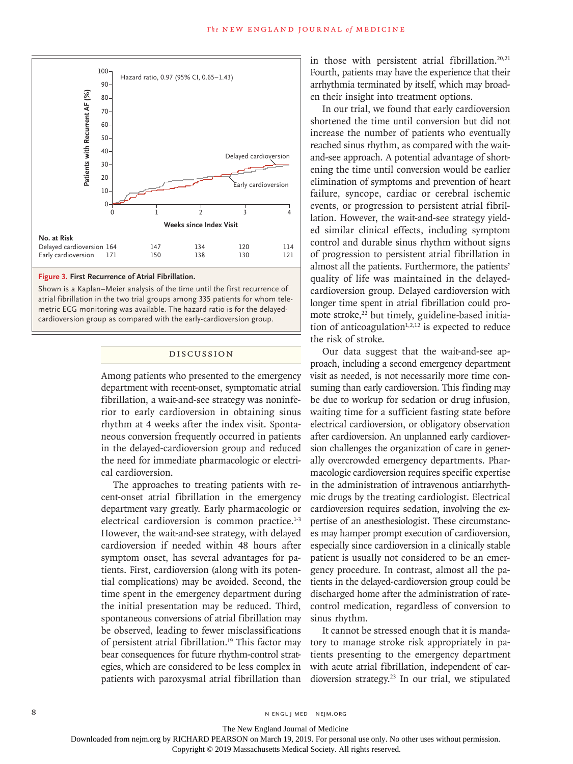Hazard ratio, 0.97 (95% CI, 0.65–1.43)

| No. at Risk | 0 | 1 | 2 | 3 | 4 |
|---|---|---|---|---|---|
| Delayed cardioversion | 164 | 147 | 134 | 120 | 114 |
| Early cardioversion | 171 | 150 | 138 | 130 | 121 |

**Figure 3. First Recurrence of Atrial Fibrillation.**

Shown is a Kaplan–Meier analysis of the time until the first recurrence of atrial fibrillation in the two trial groups among 335 patients for whom telemetric ECG monitoring was available. The hazard ratio is for the delayed-cardioversion group as compared with the early-cardioversion group.

## Discussion

Among patients who presented to the emergency department with recent-onset, symptomatic atrial fibrillation, a wait-and-see strategy was noninferior to early cardioversion in obtaining sinus rhythm at 4 weeks after the index visit. Spontaneous conversion frequently occurred in patients in the delayed-cardioversion group and reduced the need for immediate pharmacologic or electrical cardioversion.

The approaches to treating patients with recent-onset atrial fibrillation in the emergency department vary greatly. Early pharmacologic or electrical cardioversion is common practice.[1-3] However, the wait-and-see strategy, with delayed cardioversion if needed within 48 hours after symptom onset, has several advantages for patients. First, cardioversion (along with its potential complications) may be avoided. Second, the time spent in the emergency department during the initial presentation may be reduced. Third, spontaneous conversions of atrial fibrillation may be observed, leading to fewer misclassifications of persistent atrial fibrillation.[19] This factor may bear consequences for future rhythm-control strategies, which are considered to be less complex in patients with paroxysmal atrial fibrillation than in those with persistent atrial fibrillation.[20,21] Fourth, patients may have the experience that their arrhythmia terminated by itself, which may broaden their insight into treatment options.

In our trial, we found that early cardioversion shortened the time until conversion but did not increase the number of patients who eventually reached sinus rhythm, as compared with the wait-and-see approach. A potential advantage of shortening the time until conversion would be earlier elimination of symptoms and prevention of heart failure, syncope, cardiac or cerebral ischemic events, or progression to persistent atrial fibrillation. However, the wait-and-see strategy yielded similar clinical effects, including symptom control and durable sinus rhythm without signs of progression to persistent atrial fibrillation in almost all the patients. Furthermore, the patients' quality of life was maintained in the delayed-cardioversion group. Delayed cardioversion with longer time spent in atrial fibrillation could promote stroke,[22] but timely, guideline-based initiation of anticoagulation[1,2,12] is expected to reduce the risk of stroke.

Our data suggest that the wait-and-see approach, including a second emergency department visit as needed, is not necessarily more time consuming than early cardioversion. This finding may be due to workup for sedation or drug infusion, waiting time for a sufficient fasting state before electrical cardioversion, or obligatory observation after cardioversion. An unplanned early cardioversion challenges the organization of care in generally overcrowded emergency departments. Pharmacologic cardioversion requires specific expertise in the administration of intravenous antiarrhythmic drugs by the treating cardiologist. Electrical cardioversion requires sedation, involving the expertise of an anesthesiologist. These circumstances may hamper prompt execution of cardioversion, especially since cardioversion in a clinically stable patient is usually not considered to be an emergency procedure. In contrast, almost all the patients in the delayed-cardioversion group could be discharged home after the administration of rate-control medication, regardless of conversion to sinus rhythm.

It cannot be stressed enough that it is mandatory to manage stroke risk appropriately in patients presenting to the emergency department with acute atrial fibrillation, independent of cardioversion strategy.[23] In our trial, we stipulated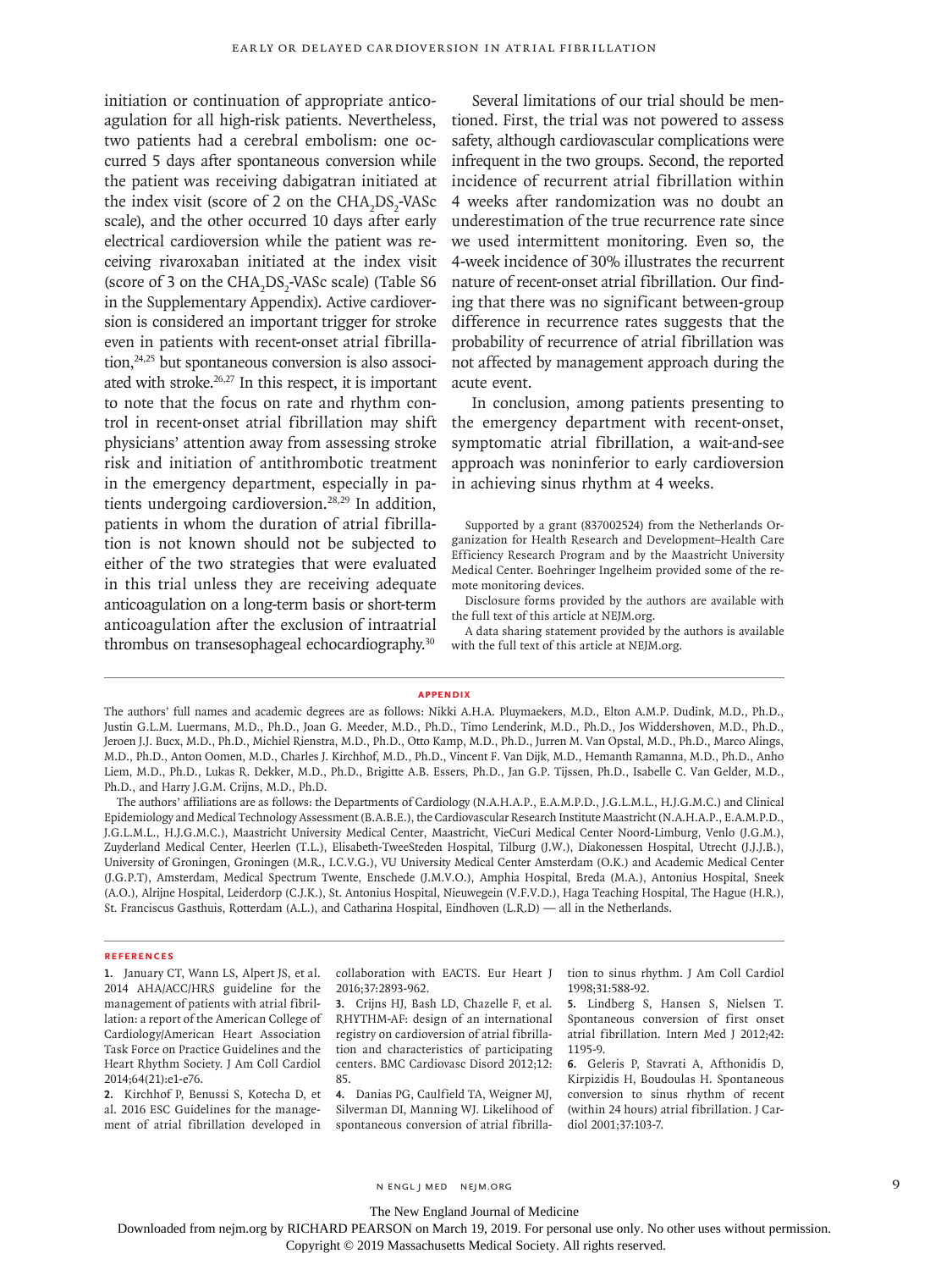initiation or continuation of appropriate anticoagulation for all high-risk patients. Nevertheless, two patients had a cerebral embolism: one occurred 5 days after spontaneous conversion while the patient was receiving dabigatran initiated at the index visit (score of 2 on the $CHA_2DS_2$-VASc scale), and the other occurred 10 days after early electrical cardioversion while the patient was receiving rivaroxaban initiated at the index visit (score of 3 on the $CHA_2DS_2$-VASc scale) (Table S6 in the Supplementary Appendix). Active cardioversion is considered an important trigger for stroke even in patients with recent-onset atrial fibrillation,[24,25] but spontaneous conversion is also associated with stroke.[26,27] In this respect, it is important to note that the focus on rate and rhythm control in recent-onset atrial fibrillation may shift physicians' attention away from assessing stroke risk and initiation of antithrombotic treatment in the emergency department, especially in patients undergoing cardioversion.[28,29] In addition, patients in whom the duration of atrial fibrillation is not known should not be subjected to either of the two strategies that were evaluated in this trial unless they are receiving adequate anticoagulation on a long-term basis or short-term anticoagulation after the exclusion of intraatrial thrombus on transesophageal echocardiography.[30]

Several limitations of our trial should be mentioned. First, the trial was not powered to assess safety, although cardiovascular complications were infrequent in the two groups. Second, the reported incidence of recurrent atrial fibrillation within 4 weeks after randomization was no doubt an underestimation of the true recurrence rate since we used intermittent monitoring. Even so, the 4-week incidence of 30% illustrates the recurrent nature of recent-onset atrial fibrillation. Our finding that there was no significant between-group difference in recurrence rates suggests that the probability of recurrence of atrial fibrillation was not affected by management approach during the acute event.

In conclusion, among patients presenting to the emergency department with recent-onset, symptomatic atrial fibrillation, a wait-and-see approach was noninferior to early cardioversion in achieving sinus rhythm at 4 weeks.

Supported by a grant (837002524) from the Netherlands Organization for Health Research and Development–Health Care Efficiency Research Program and by the Maastricht University Medical Center. Boehringer Ingelheim provided some of the remote monitoring devices.

Disclosure forms provided by the authors are available with the full text of this article at NEJM.org.

A data sharing statement provided by the authors is available with the full text of this article at NEJM.org.

## Appendix

The authors' full names and academic degrees are as follows: Nikki A.H.A. Pluymaekers, M.D., Elton A.M.P. Dudink, M.D., Ph.D., Justin G.L.M. Luermans, M.D., Ph.D., Joan G. Meeder, M.D., Ph.D., Timo Lenderink, M.D., Ph.D., Jos Widdershoven, M.D., Ph.D., Jeroen J.J. Bucx, M.D., Ph.D., Michiel Rienstra, M.D., Ph.D., Otto Kamp, M.D., Ph.D., Jurren M. Van Opstal, M.D., Ph.D., Marco Alings, M.D., Ph.D., Anton Oomen, M.D., Charles J. Kirchhof, M.D., Ph.D., Vincent F. Van Dijk, M.D., Hemanth Ramanna, M.D., Ph.D., Anho Liem, M.D., Ph.D., Lukas R. Dekker, M.D., Ph.D., Brigitte A.B. Essers, Ph.D., Jan G.P. Tijssen, Ph.D., Isabelle C. Van Gelder, M.D., Ph.D., and Harry J.G.M. Crijns, M.D., Ph.D.

The authors' affiliations are as follows: the Departments of Cardiology (N.A.H.A.P., E.A.M.P.D., J.G.L.M.L., H.J.G.M.C.) and Clinical Epidemiology and Medical Technology Assessment (B.A.B.E.), the Cardiovascular Research Institute Maastricht (N.A.H.A.P., E.A.M.P.D., J.G.L.M.L., H.J.G.M.C.), Maastricht University Medical Center, Maastricht, VieCuri Medical Center Noord-Limburg, Venlo (J.G.M.), Zuyderland Medical Center, Heerlen (T.L.), Elisabeth-TweeSteden Hospital, Tilburg (J.W.), Diakonessen Hospital, Utrecht (J.J.J.B.), University of Groningen, Groningen (M.R., I.C.V.G.), VU University Medical Center Amsterdam (O.K.) and Academic Medical Center (J.G.P.T.), Amsterdam, Medical Spectrum Twente, Enschede (J.M.V.O.), Amphia Hospital, Breda (M.A.), Antonius Hospital, Sneek (A.O.), Alrijne Hospital, Leiderdorp (C.J.K.), St. Antonius Hospital, Nieuwegein (V.F.V.D.), Haga Teaching Hospital, The Hague (H.R.), St. Franciscus Gasthuis, Rotterdam (A.L.), and Catharina Hospital, Eindhoven (L.R.D) — all in the Netherlands.

## References

1. January CT, Wann LS, Alpert JS, et al. 2014 AHA/ACC/HRS guideline for the management of patients with atrial fibrillation: a report of the American College of Cardiology/American Heart Association Task Force on Practice Guidelines and the Heart Rhythm Society. J Am Coll Cardiol 2014;64(21):e1-e76.
2. Kirchhof P, Benussi S, Kotecha D, et al. 2016 ESC Guidelines for the management of atrial fibrillation developed in collaboration with EACTS. Eur Heart J 2016;37:2893-962.
3. Crijns HJ, Bash LD, Chazelle F, et al. RHYTHM-AF: design of an international registry on cardioversion of atrial fibrillation and characteristics of participating centers. BMC Cardiovasc Disord 2012;12:85.
4. Danias PG, Caulfield TA, Weigner MJ, Silverman DI, Manning WJ. Likelihood of spontaneous conversion of atrial fibrillation to sinus rhythm. J Am Coll Cardiol 1998;31:588-92.
5. Lindberg S, Hansen S, Nielsen T. Spontaneous conversion of first onset atrial fibrillation. Intern Med J 2012;42:1195-9.
6. Geleris P, Stavrati A, Afthonidis D, Kirpizidis H, Boudoulas H. Spontaneous conversion to sinus rhythm of recent (within 24 hours) atrial fibrillation. J Cardiol 2001;37:103-7.

The New England Journal of Medicine

Downloaded from nejm.org by RICHARD PEARSON on March 19, 2019. For personal use only. No other uses without permission.

Copyright © 2019 Massachusetts Medical Society. All rights reserved.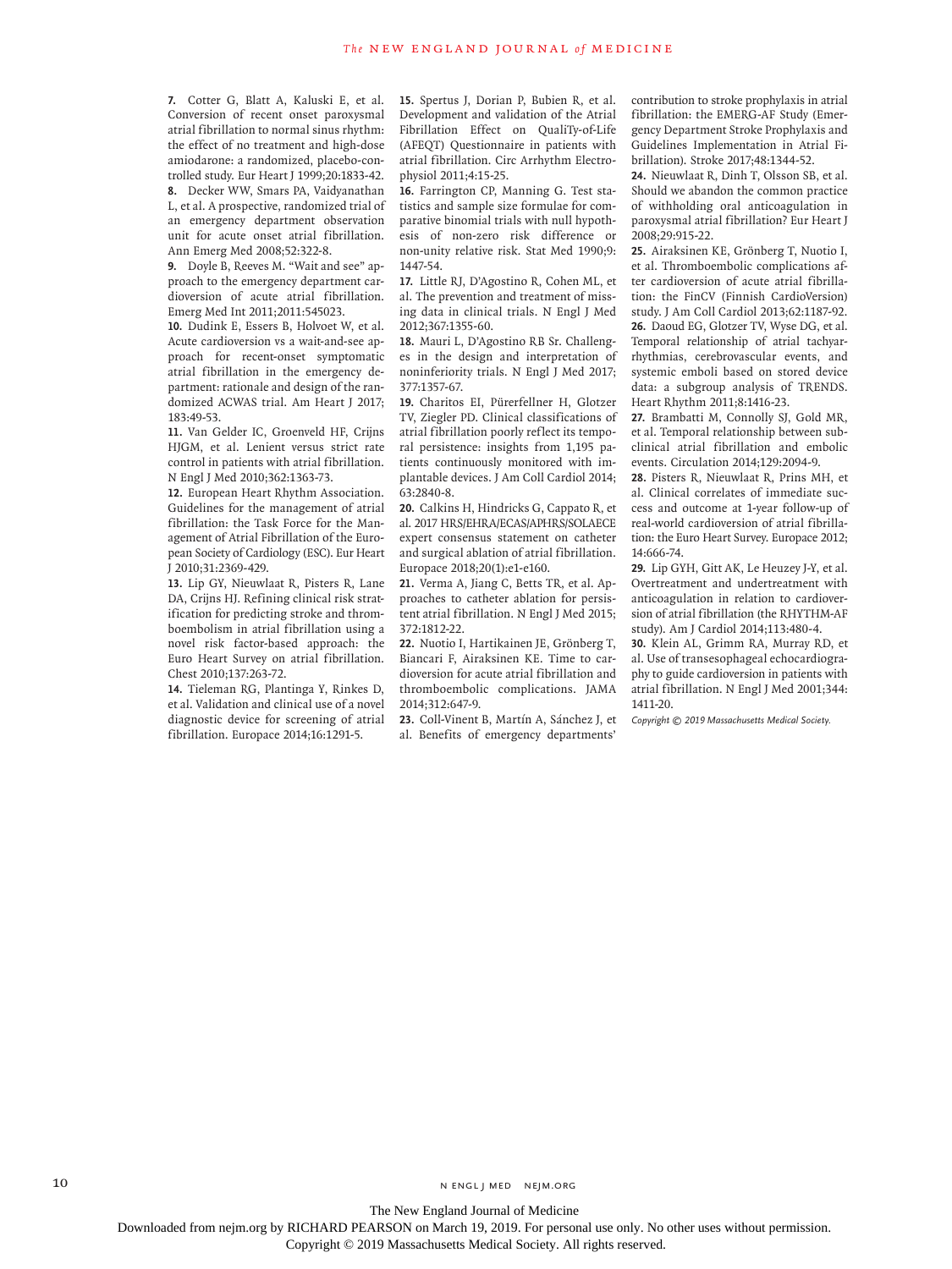7. Cotter G, Blatt A, Kaluski E, et al. Conversion of recent onset paroxysmal atrial fibrillation to normal sinus rhythm: the effect of no treatment and high-dose amiodarone: a randomized, placebo-controlled study. Eur Heart J 1999;20:1833-42.

8. Decker WW, Smars PA, Vaidyanathan L, et al. A prospective, randomized trial of an emergency department observation unit for acute onset atrial fibrillation. Ann Emerg Med 2008;52:322-8.

9. Doyle B, Reeves M. "Wait and see" approach to the emergency department cardioversion of acute atrial fibrillation. Emerg Med Int 2011;2011:545023.

10. Dudink E, Essers B, Holvoet W, et al. Acute cardioversion vs a wait-and-see approach for recent-onset symptomatic atrial fibrillation in the emergency department: rationale and design of the randomized ACWAS trial. Am Heart J 2017;183:49-53.

11. Van Gelder IC, Groenveld HF, Crijns HJGM, et al. Lenient versus strict rate control in patients with atrial fibrillation. N Engl J Med 2010;362:1363-73.

12. European Heart Rhythm Association. Guidelines for the management of atrial fibrillation: the Task Force for the Management of Atrial Fibrillation of the European Society of Cardiology (ESC). Eur Heart J 2010;31:2369-429.

13. Lip GY, Nieuwlaat R, Pisters R, Lane DA, Crijns HJ. Refining clinical risk stratification for predicting stroke and thromboembolism in atrial fibrillation using a novel risk factor-based approach: the Euro Heart Survey on atrial fibrillation. Chest 2010;137:263-72.

14. Tieleman RG, Plantinga Y, Rinkes D, et al. Validation and clinical use of a novel diagnostic device for screening of atrial fibrillation. Europace 2014;16:1291-5.

15. Spertus J, Dorian P, Bubien R, et al. Development and validation of the Atrial Fibrillation Effect on QualiTy-of-Life (AFEQT) Questionnaire in patients with atrial fibrillation. Circ Arrhythm Electrophysiol 2011;4:15-25.

16. Farrington CP, Manning G. Test statistics and sample size formulae for comparative binomial trials with null hypothesis of non-zero risk difference or non-unity relative risk. Stat Med 1990;9:1447-54.

17. Little RJ, D'Agostino R, Cohen ML, et al. The prevention and treatment of missing data in clinical trials. N Engl J Med 2012;367:1355-60.

18. Mauri L, D'Agostino RB Sr. Challenges in the design and interpretation of noninferiority trials. N Engl J Med 2017;377:1357-67.

19. Charitos EI, Pürerfellner H, Glotzer TV, Ziegler PD. Clinical classifications of atrial fibrillation poorly reflect its temporal persistence: insights from 1,195 patients continuously monitored with implantable devices. J Am Coll Cardiol 2014;63:2840-8.

20. Calkins H, Hindricks G, Cappato R, et al. 2017 HRS/EHRA/ECAS/APHRS/SOLAECE expert consensus statement on catheter and surgical ablation of atrial fibrillation. Europace 2018;20(1):e1-e160.

21. Verma A, Jiang C, Betts TR, et al. Approaches to catheter ablation for persistent atrial fibrillation. N Engl J Med 2015;372:1812-22.

22. Nuotio I, Hartikainen JE, Grönberg T, Biancari F, Airaksinen KE. Time to cardioversion for acute atrial fibrillation and thromboembolic complications. JAMA 2014;312:647-9.

23. Coll-Vinent B, Martín A, Sánchez J, et al. Benefits of emergency departments' contribution to stroke prophylaxis in atrial fibrillation: the EMERG-AF Study (Emergency Department Stroke Prophylaxis and Guidelines Implementation in Atrial Fibrillation). Stroke 2017;48:1344-52.

24. Nieuwlaat R, Dinh T, Olsson SB, et al. Should we abandon the common practice of withholding oral anticoagulation in paroxysmal atrial fibrillation? Eur Heart J 2008;29:915-22.

25. Airaksinen KE, Grönberg T, Nuotio I, et al. Thromboembolic complications after cardioversion of acute atrial fibrillation: the FinCV (Finnish CardioVersion) study. J Am Coll Cardiol 2013;62:1187-92.

26. Daoud EG, Glotzer TV, Wyse DG, et al. Temporal relationship of atrial tachyarrhythmias, cerebrovascular events, and systemic emboli based on stored device data: a subgroup analysis of TRENDS. Heart Rhythm 2011;8:1416-23.

27. Brambatti M, Connolly SJ, Gold MR, et al. Temporal relationship between subclinical atrial fibrillation and embolic events. Circulation 2014;129:2094-9.

28. Pisters R, Nieuwlaat R, Prins MH, et al. Clinical correlates of immediate success and outcome at 1-year follow-up of real-world cardioversion of atrial fibrillation: the Euro Heart Survey. Europace 2012;14:666-74.

29. Lip GYH, Gitt AK, Le Heuzey J-Y, et al. Overtreatment and undertreatment with anticoagulation in relation to cardioversion of atrial fibrillation (the RHYTHM-AF study). Am J Cardiol 2014;113:480-4.

30. Klein AL, Grimm RA, Murray RD, et al. Use of transesophageal echocardiography to guide cardioversion in patients with atrial fibrillation. N Engl J Med 2001;344:1411-20.

*Copyright © 2019 Massachusetts Medical Society.*